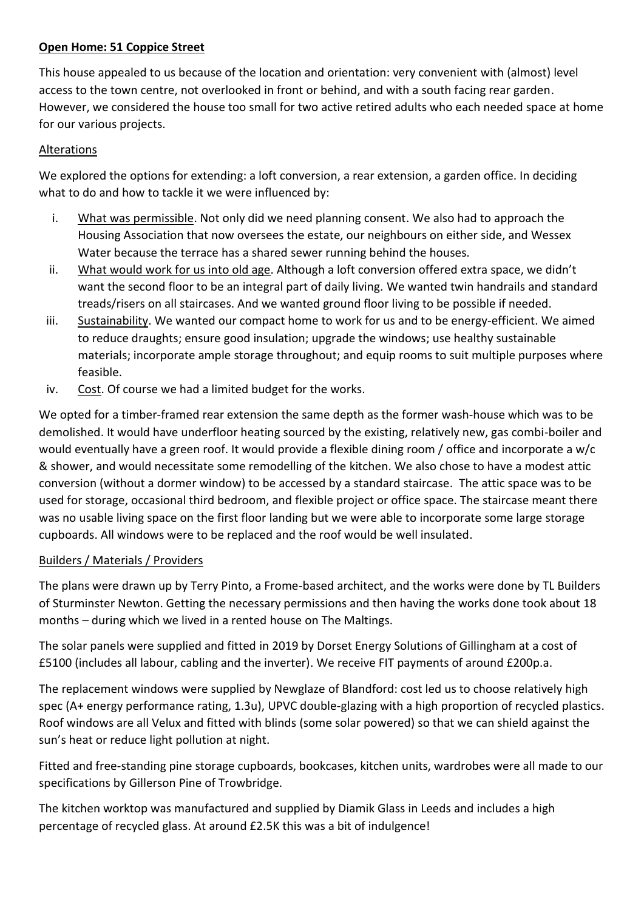**Open Home: 51 Coppice Street**

This house appealed to us because of the location and orientation: very convenient with (almost) level access to the town centre, not overlooked in front or behind, and with a south facing rear garden. However, we considered the house too small for two active retired adults who each needed space at home for our various projects.

Alterations

We explored the options for extending: a loft conversion, a rear extension, a garden office. In deciding what to do and how to tackle it we were influenced by:

i. What was permissible. Not only did we need planning consent. We also had to approach the Housing Association that now oversees the estate, our neighbours on either side, and Wessex Water because the terrace has a shared sewer running behind the houses.
ii. What would work for us into old age. Although a loft conversion offered extra space, we didn't want the second floor to be an integral part of daily living. We wanted twin handrails and standard treads/risers on all staircases. And we wanted ground floor living to be possible if needed.
iii. Sustainability. We wanted our compact home to work for us and to be energy-efficient. We aimed to reduce draughts; ensure good insulation; upgrade the windows; use healthy sustainable materials; incorporate ample storage throughout; and equip rooms to suit multiple purposes where feasible.
iv. Cost. Of course we had a limited budget for the works.

We opted for a timber-framed rear extension the same depth as the former wash-house which was to be demolished. It would have underfloor heating sourced by the existing, relatively new, gas combi-boiler and would eventually have a green roof. It would provide a flexible dining room / office and incorporate a w/c & shower, and would necessitate some remodelling of the kitchen. We also chose to have a modest attic conversion (without a dormer window) to be accessed by a standard staircase. The attic space was to be used for storage, occasional third bedroom, and flexible project or office space. The staircase meant there was no usable living space on the first floor landing but we were able to incorporate some large storage cupboards. All windows were to be replaced and the roof would be well insulated.

Builders / Materials / Providers

The plans were drawn up by Terry Pinto, a Frome-based architect, and the works were done by TL Builders of Sturminster Newton. Getting the necessary permissions and then having the works done took about 18 months – during which we lived in a rented house on The Maltings.

The solar panels were supplied and fitted in 2019 by Dorset Energy Solutions of Gillingham at a cost of £5100 (includes all labour, cabling and the inverter). We receive FIT payments of around £200p.a.

The replacement windows were supplied by Newglaze of Blandford: cost led us to choose relatively high spec (A+ energy performance rating, 1.3u), UPVC double-glazing with a high proportion of recycled plastics. Roof windows are all Velux and fitted with blinds (some solar powered) so that we can shield against the sun's heat or reduce light pollution at night.

Fitted and free-standing pine storage cupboards, bookcases, kitchen units, wardrobes were all made to our specifications by Gillerson Pine of Trowbridge.

The kitchen worktop was manufactured and supplied by Diamik Glass in Leeds and includes a high percentage of recycled glass. At around £2.5K this was a bit of indulgence!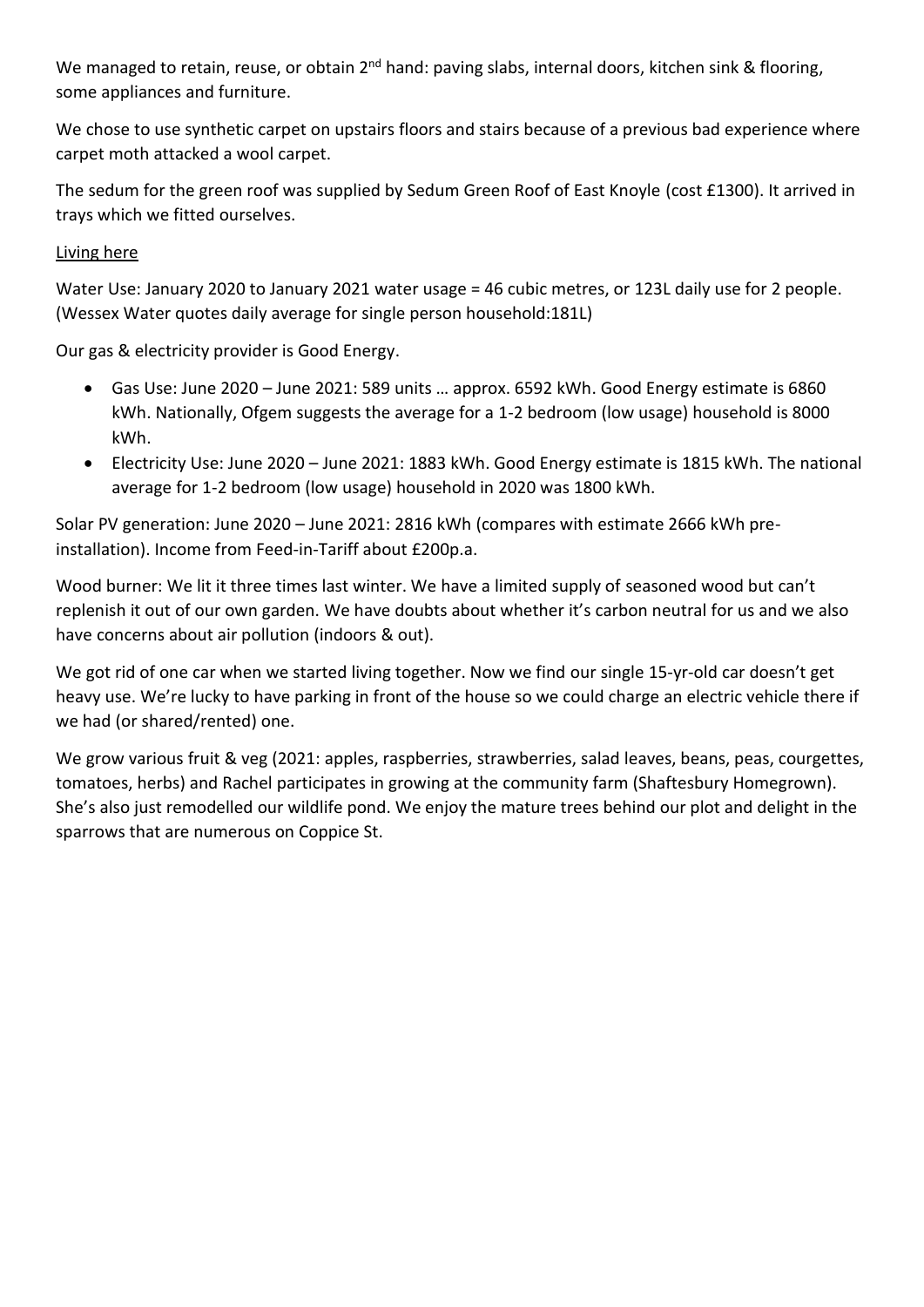We managed to retain, reuse, or obtain 2nd hand: paving slabs, internal doors, kitchen sink & flooring, some appliances and furniture.

We chose to use synthetic carpet on upstairs floors and stairs because of a previous bad experience where carpet moth attacked a wool carpet.

The sedum for the green roof was supplied by Sedum Green Roof of East Knoyle (cost £1300). It arrived in trays which we fitted ourselves.

## Living here

Water Use: January 2020 to January 2021 water usage = 46 cubic metres, or 123L daily use for 2 people. (Wessex Water quotes daily average for single person household:181L)

Our gas & electricity provider is Good Energy.

- Gas Use: June 2020 – June 2021: 589 units … approx. 6592 kWh. Good Energy estimate is 6860 kWh. Nationally, Ofgem suggests the average for a 1-2 bedroom (low usage) household is 8000 kWh.
- Electricity Use: June 2020 – June 2021: 1883 kWh. Good Energy estimate is 1815 kWh. The national average for 1-2 bedroom (low usage) household in 2020 was 1800 kWh.

Solar PV generation: June 2020 – June 2021: 2816 kWh (compares with estimate 2666 kWh pre-installation). Income from Feed-in-Tariff about £200p.a.

Wood burner: We lit it three times last winter. We have a limited supply of seasoned wood but can't replenish it out of our own garden. We have doubts about whether it's carbon neutral for us and we also have concerns about air pollution (indoors & out).

We got rid of one car when we started living together. Now we find our single 15-yr-old car doesn't get heavy use. We're lucky to have parking in front of the house so we could charge an electric vehicle there if we had (or shared/rented) one.

We grow various fruit & veg (2021: apples, raspberries, strawberries, salad leaves, beans, peas, courgettes, tomatoes, herbs) and Rachel participates in growing at the community farm (Shaftesbury Homegrown). She's also just remodelled our wildlife pond. We enjoy the mature trees behind our plot and delight in the sparrows that are numerous on Coppice St.